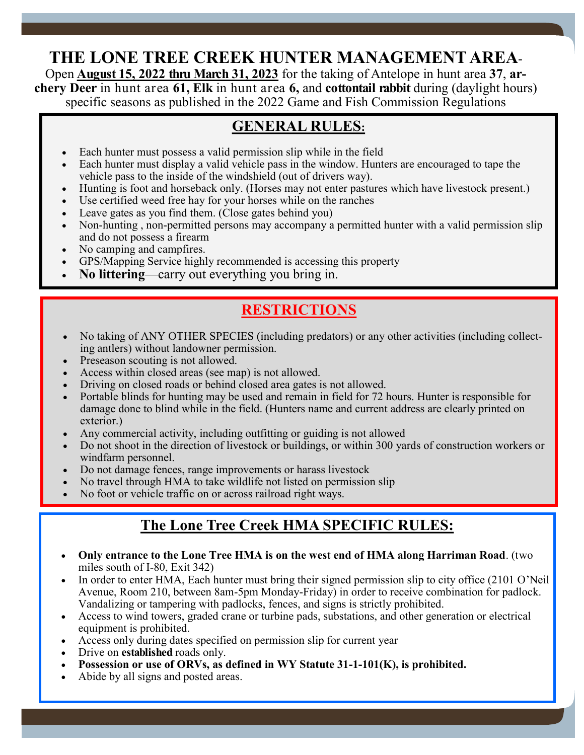# THE LONE TREE CREEK HUNTER MANAGEMENT AREA-

Open **August 15, 2022 thru March 31, 2023** for the taking of Antelope in hunt area **37**, **archery Deer** in hunt area **61, Elk** in hunt area **6,** and **cottontail rabbit** during (daylight hours) specific seasons as published in the 2022 Game and Fish Commission Regulations

## GENERAL RULES:

- Each hunter must possess a valid permission slip while in the field
- Each hunter must display a valid vehicle pass in the window. Hunters are encouraged to tape the vehicle pass to the inside of the windshield (out of drivers way).
- Hunting is foot and horseback only. (Horses may not enter pastures which have livestock present.)
- Use certified weed free hay for your horses while on the ranches
- Leave gates as you find them. (Close gates behind you)
- Non-hunting , non-permitted persons may accompany a permitted hunter with a valid permission slip and do not possess a firearm
- No camping and campfires.
- GPS/Mapping Service highly recommended is accessing this property
- **No littering**—carry out everything you bring in.

## RESTRICTIONS

- No taking of ANY OTHER SPECIES (including predators) or any other activities (including collecting antlers) without landowner permission.
- Preseason scouting is not allowed.
- Access within closed areas (see map) is not allowed.
- Driving on closed roads or behind closed area gates is not allowed.
- Portable blinds for hunting may be used and remain in field for 72 hours. Hunter is responsible for damage done to blind while in the field. (Hunters name and current address are clearly printed on exterior.)
- Any commercial activity, including outfitting or guiding is not allowed
- Do not shoot in the direction of livestock or buildings, or within 300 yards of construction workers or windfarm personnel.
- Do not damage fences, range improvements or harass livestock
- No travel through HMA to take wildlife not listed on permission slip
- No foot or vehicle traffic on or across railroad right ways.

## The Lone Tree Creek HMA SPECIFIC RULES:

- **Only entrance to the Lone Tree HMA is on the west end of HMA along Harriman Road**. (two miles south of I-80, Exit 342)
- In order to enter HMA, Each hunter must bring their signed permission slip to city office (2101 O'Neil Avenue, Room 210, between 8am-5pm Monday-Friday) in order to receive combination for padlock. Vandalizing or tampering with padlocks, fences, and signs is strictly prohibited.
- Access to wind towers, graded crane or turbine pads, substations, and other generation or electrical equipment is prohibited.
- Access only during dates specified on permission slip for current year
- Drive on **established** roads only.
- **Possession or use of ORVs, as defined in WY Statute 31-1-101(K), is prohibited.**
- Abide by all signs and posted areas.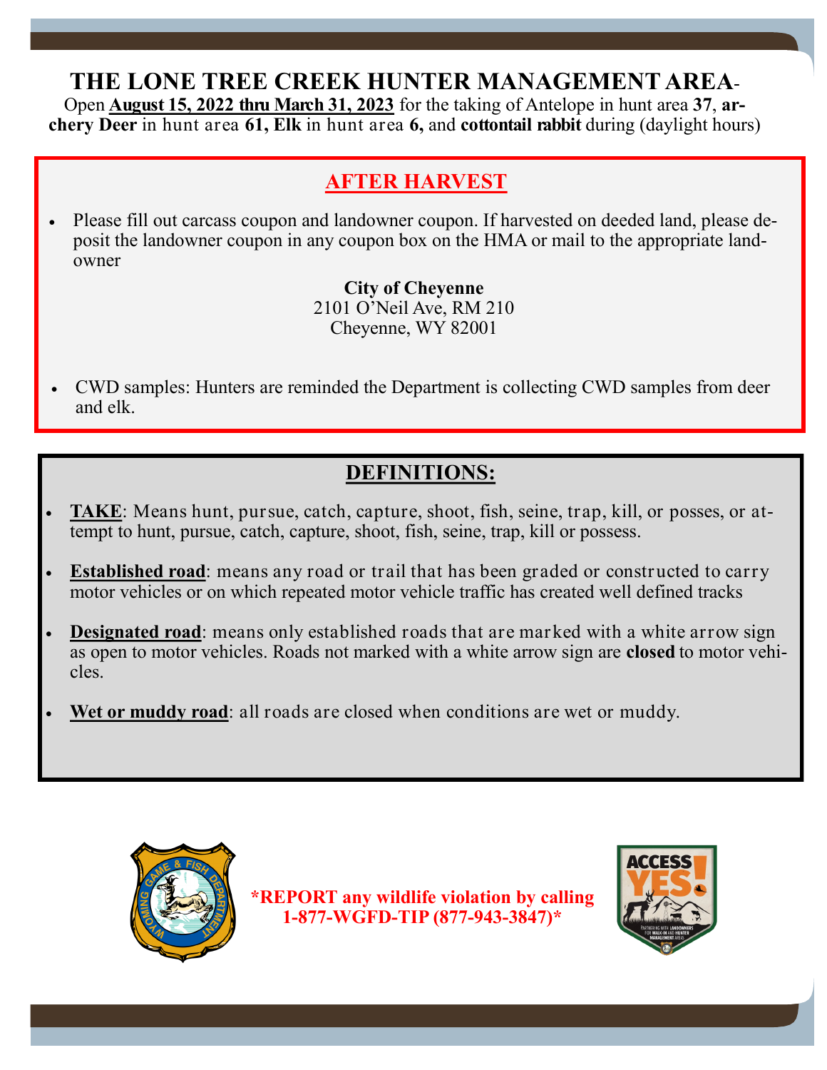# THE LONE TREE CREEK HUNTER MANAGEMENT AREA-

Open **August 15, 2022 thru March 31, 2023** for the taking of Antelope in hunt area **37**, **archery Deer** in hunt area **61, Elk** in hunt area **6,** and **cottontail rabbit** during (daylight hours)

## AFTER HARVEST

- Please fill out carcass coupon and landowner coupon. If harvested on deeded land, please deposit the landowner coupon in any coupon box on the HMA or mail to the appropriate landowner

**City of Cheyenne**
2101 O'Neil Ave, RM 210
Cheyenne, WY 82001

- CWD samples: Hunters are reminded the Department is collecting CWD samples from deer and elk.

## DEFINITIONS:

- **TAKE**: Means hunt, pursue, catch, capture, shoot, fish, seine, trap, kill, or posses, or attempt to hunt, pursue, catch, capture, shoot, fish, seine, trap, kill or possess.
- **Established road**: means any road or trail that has been graded or constructed to carry motor vehicles or on which repeated motor vehicle traffic has created well defined tracks
- **Designated road**: means only established roads that are marked with a white arrow sign as open to motor vehicles. Roads not marked with a white arrow sign are **closed** to motor vehicles.
- **Wet or muddy road**: all roads are closed when conditions are wet or muddy.

**\*REPORT any wildlife violation by calling 1-877-WGFD-TIP (877-943-3847)\***